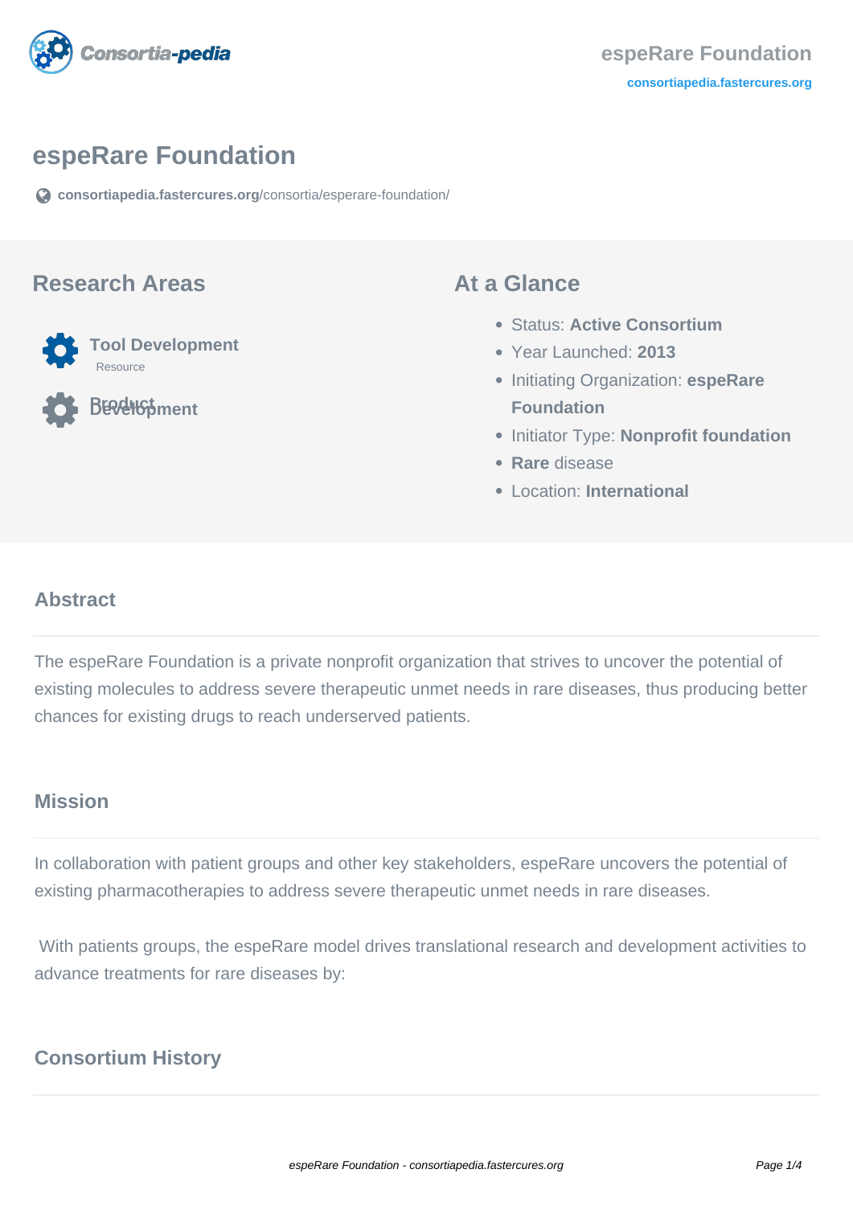# espeRare Foundation

consortiapedia.fastercures.org/consortia/esperare-foundation/

## Research Areas

**Tool Development**
Resource

**Product Development**

## At a Glance

- Status: **Active Consortium**
- Year Launched: **2013**
- Initiating Organization: **espeRare Foundation**
- Initiator Type: **Nonprofit foundation**
- **Rare** disease
- Location: **International**

## Abstract

The espeRare Foundation is a private nonprofit organization that strives to uncover the potential of existing molecules to address severe therapeutic unmet needs in rare diseases, thus producing better chances for existing drugs to reach underserved patients.

## Mission

In collaboration with patient groups and other key stakeholders, espeRare uncovers the potential of existing pharmacotherapies to address severe therapeutic unmet needs in rare diseases.

With patients groups, the espeRare model drives translational research and development activities to advance treatments for rare diseases by:

## Consortium History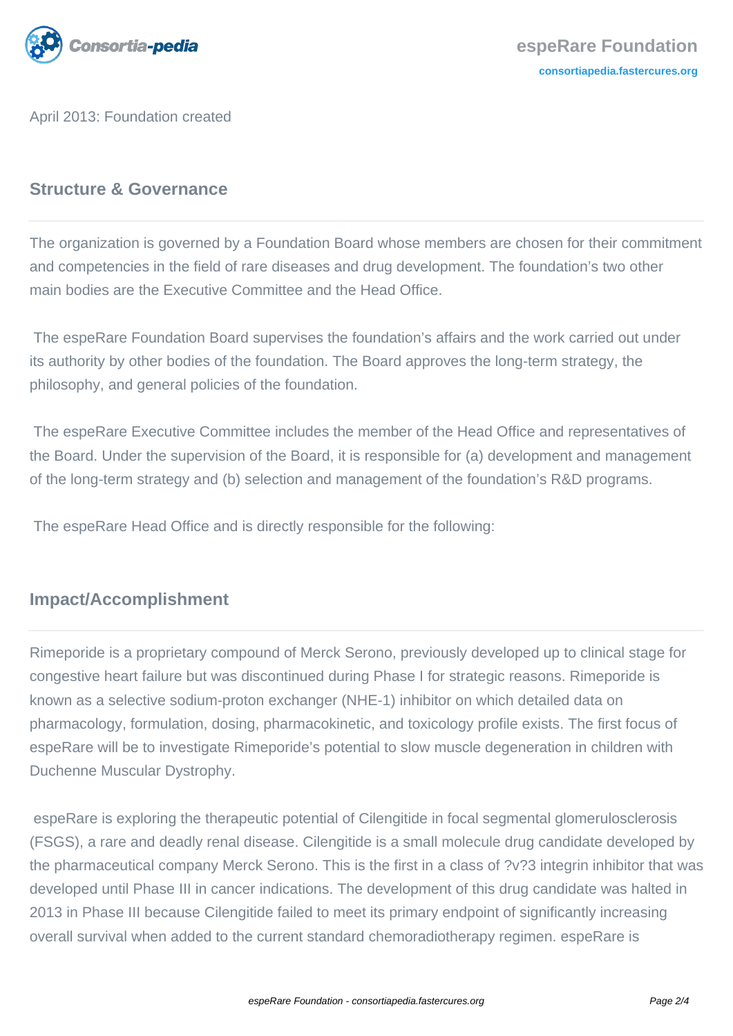April 2013: Foundation created

## Structure & Governance

The organization is governed by a Foundation Board whose members are chosen for their commitment and competencies in the field of rare diseases and drug development. The foundation's two other main bodies are the Executive Committee and the Head Office.

The espeRare Foundation Board supervises the foundation's affairs and the work carried out under its authority by other bodies of the foundation. The Board approves the long-term strategy, the philosophy, and general policies of the foundation.

The espeRare Executive Committee includes the member of the Head Office and representatives of the Board. Under the supervision of the Board, it is responsible for (a) development and management of the long-term strategy and (b) selection and management of the foundation's R&D programs.

The espeRare Head Office and is directly responsible for the following:

## Impact/Accomplishment

Rimeporide is a proprietary compound of Merck Serono, previously developed up to clinical stage for congestive heart failure but was discontinued during Phase I for strategic reasons. Rimeporide is known as a selective sodium-proton exchanger (NHE-1) inhibitor on which detailed data on pharmacology, formulation, dosing, pharmacokinetic, and toxicology profile exists. The first focus of espeRare will be to investigate Rimeporide's potential to slow muscle degeneration in children with Duchenne Muscular Dystrophy.

espeRare is exploring the therapeutic potential of Cilengitide in focal segmental glomerulosclerosis (FSGS), a rare and deadly renal disease. Cilengitide is a small molecule drug candidate developed by the pharmaceutical company Merck Serono. This is the first in a class of ?v?3 integrin inhibitor that was developed until Phase III in cancer indications. The development of this drug candidate was halted in 2013 in Phase III because Cilengitide failed to meet its primary endpoint of significantly increasing overall survival when added to the current standard chemoradiotherapy regimen. espeRare is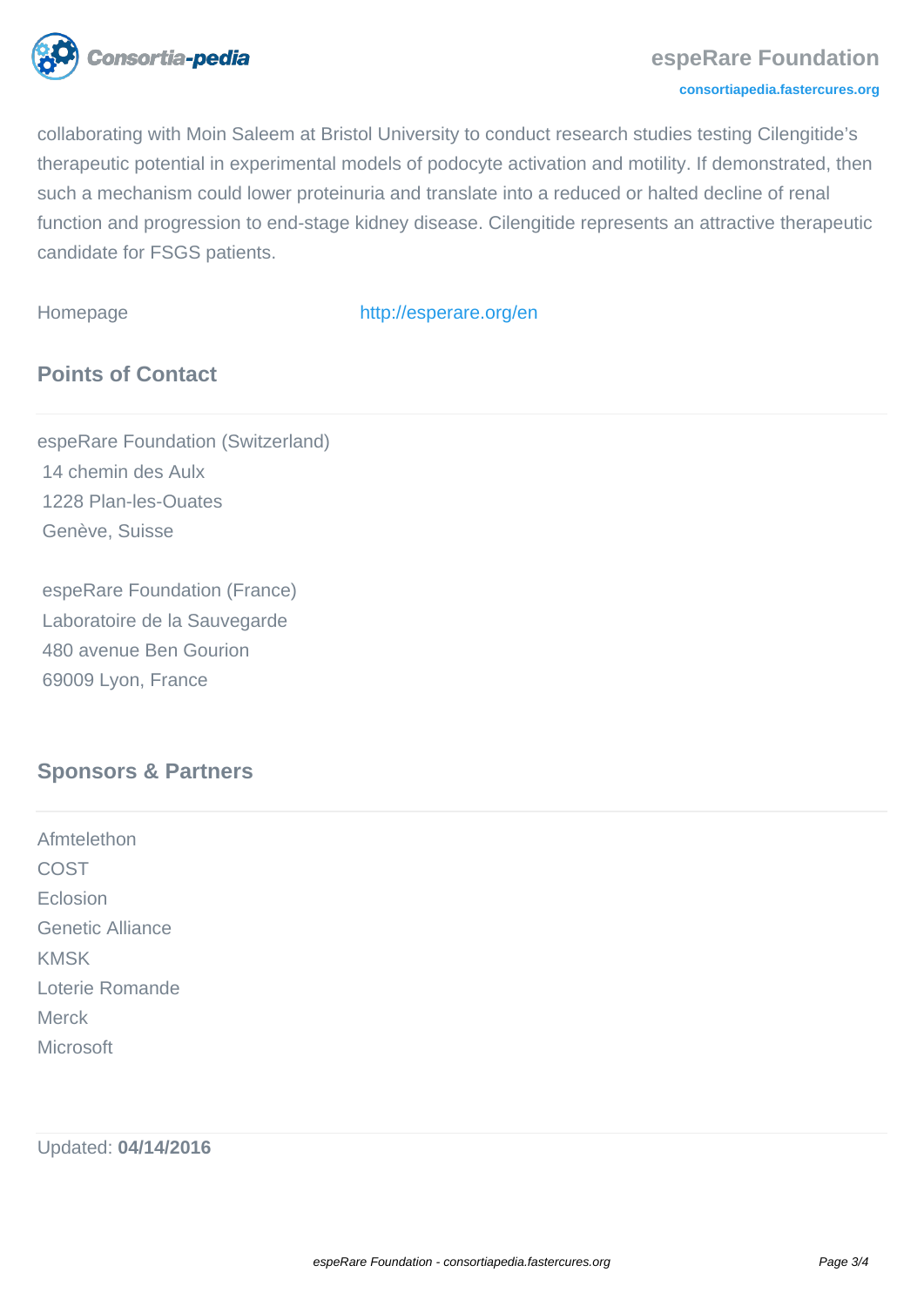collaborating with Moin Saleem at Bristol University to conduct research studies testing Cilengitide's therapeutic potential in experimental models of podocyte activation and motility. If demonstrated, then such a mechanism could lower proteinuria and translate into a reduced or halted decline of renal function and progression to end-stage kidney disease. Cilengitide represents an attractive therapeutic candidate for FSGS patients.

Homepage http://esperare.org/en

## Points of Contact

espeRare Foundation (Switzerland)
14 chemin des Aulx
1228 Plan-les-Ouates
Genève, Suisse

espeRare Foundation (France)
Laboratoire de la Sauvegarde
480 avenue Ben Gourion
69009 Lyon, France

## Sponsors & Partners

Afmtelethon
COST
Eclosion
Genetic Alliance
KMSK
Loterie Romande
Merck
Microsoft

Updated: **04/14/2016**